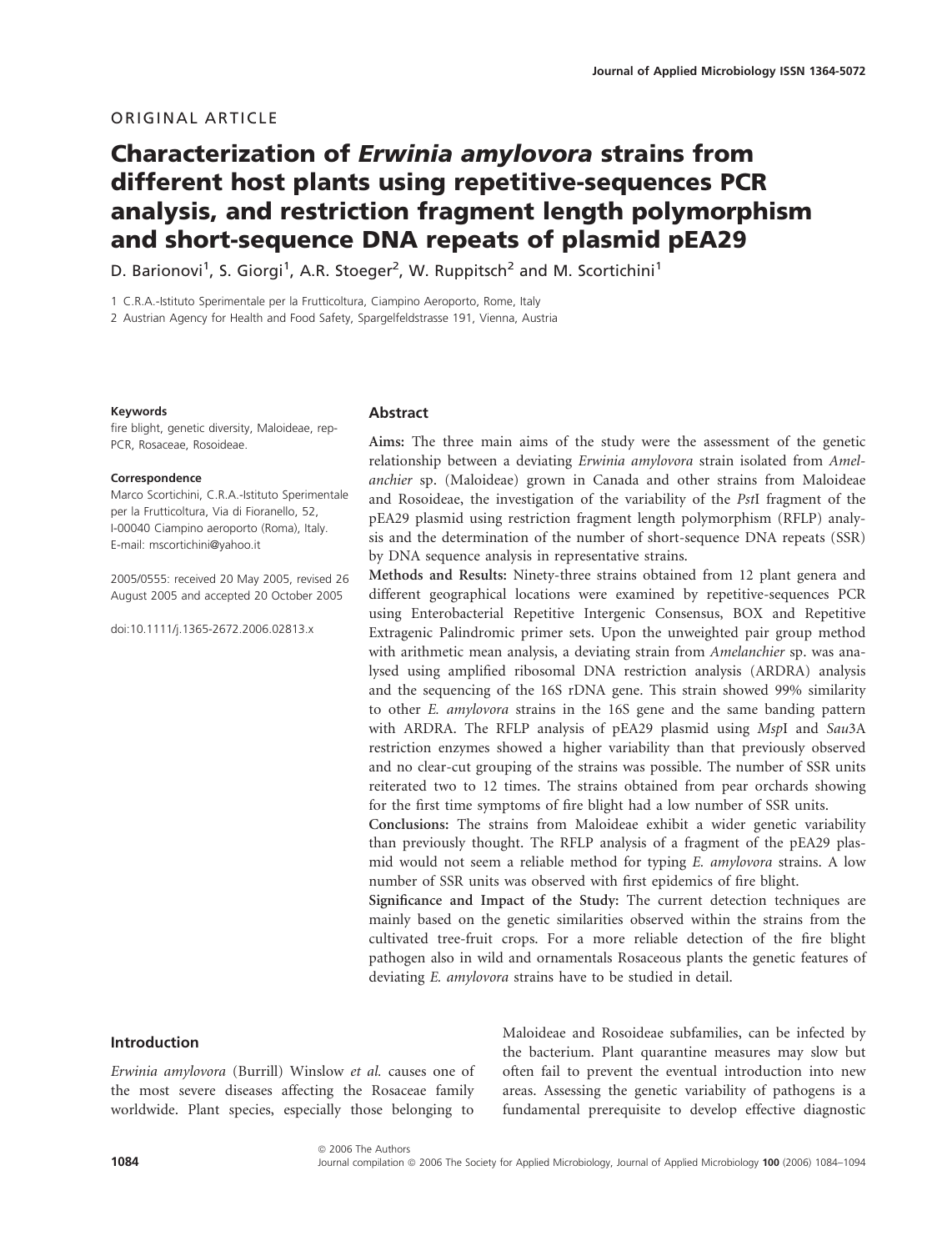ORIGINAL ARTICLE

# Characterization of *Erwinia amylovora* strains from different host plants using repetitive-sequences PCR analysis, and restriction fragment length polymorphism and short-sequence DNA repeats of plasmid pEA29

D. Barionovi[1], S. Giorgi[1], A.R. Stoeger[2], W. Ruppitsch[2] and M. Scortichini[1]

1 C.R.A.-Istituto Sperimentale per la Frutticoltura, Ciampino Aeroporto, Rome, Italy

2 Austrian Agency for Health and Food Safety, Spargelfeldstrasse 191, Vienna, Austria

**Keywords**

fire blight, genetic diversity, Maloideae, rep-PCR, Rosaceae, Rosoideae.

**Correspondence**

Marco Scortichini, C.R.A.-Istituto Sperimentale per la Frutticoltura, Via di Fioranello, 52, I-00040 Ciampino aeroporto (Roma), Italy. E-mail: mscortichini@yahoo.it

2005/0555: received 20 May 2005, revised 26 August 2005 and accepted 20 October 2005

doi:10.1111/j.1365-2672.2006.02813.x

## Abstract

**Aims:** The three main aims of the study were the assessment of the genetic relationship between a deviating *Erwinia amylovora* strain isolated from *Amelanchier* sp. (Maloideae) grown in Canada and other strains from Maloideae and Rosoideae, the investigation of the variability of the *Pst*I fragment of the pEA29 plasmid using restriction fragment length polymorphism (RFLP) analysis and the determination of the number of short-sequence DNA repeats (SSR) by DNA sequence analysis in representative strains.

**Methods and Results:** Ninety-three strains obtained from 12 plant genera and different geographical locations were examined by repetitive-sequences PCR using Enterobacterial Repetitive Intergenic Consensus, BOX and Repetitive Extragenic Palindromic primer sets. Upon the unweighted pair group method with arithmetic mean analysis, a deviating strain from *Amelanchier* sp. was analysed using amplified ribosomal DNA restriction analysis (ARDRA) analysis and the sequencing of the 16S rDNA gene. This strain showed 99% similarity to other *E. amylovora* strains in the 16S gene and the same banding pattern with ARDRA. The RFLP analysis of pEA29 plasmid using *Msp*I and *Sau*3A restriction enzymes showed a higher variability than that previously observed and no clear-cut grouping of the strains was possible. The number of SSR units reiterated two to 12 times. The strains obtained from pear orchards showing for the first time symptoms of fire blight had a low number of SSR units.

**Conclusions:** The strains from Maloideae exhibit a wider genetic variability than previously thought. The RFLP analysis of a fragment of the pEA29 plasmid would not seem a reliable method for typing *E. amylovora* strains. A low number of SSR units was observed with first epidemics of fire blight.

**Significance and Impact of the Study:** The current detection techniques are mainly based on the genetic similarities observed within the strains from the cultivated tree-fruit crops. For a more reliable detection of the fire blight pathogen also in wild and ornamentals Rosaceous plants the genetic features of deviating *E. amylovora* strains have to be studied in detail.

## Introduction

*Erwinia amylovora* (Burrill) Winslow *et al.* causes one of the most severe diseases affecting the Rosaceae family worldwide. Plant species, especially those belonging to Maloideae and Rosoideae subfamilies, can be infected by the bacterium. Plant quarantine measures may slow but often fail to prevent the eventual introduction into new areas. Assessing the genetic variability of pathogens is a fundamental prerequisite to develop effective diagnostic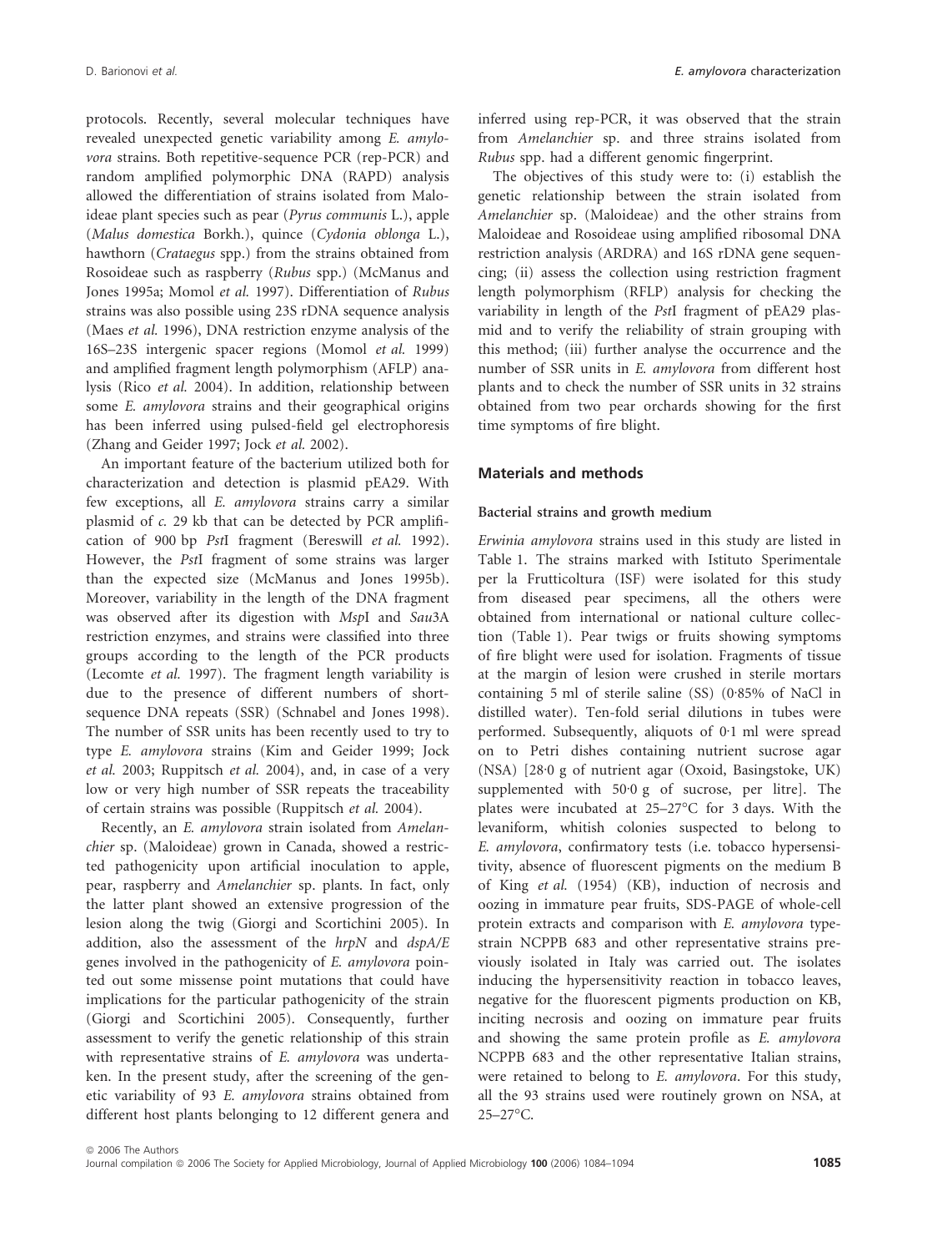protocols. Recently, several molecular techniques have revealed unexpected genetic variability among *E. amylovora* strains. Both repetitive-sequence PCR (rep-PCR) and random amplified polymorphic DNA (RAPD) analysis allowed the differentiation of strains isolated from Maloideae plant species such as pear (*Pyrus communis* L.), apple (*Malus domestica* Borkh.), quince (*Cydonia oblonga* L.), hawthorn (*Crataegus* spp.) from the strains obtained from Rosoideae such as raspberry (*Rubus* spp.) (McManus and Jones 1995a; Momol *et al.* 1997). Differentiation of *Rubus* strains was also possible using 23S rDNA sequence analysis (Maes *et al.* 1996), DNA restriction enzyme analysis of the 16S–23S intergenic spacer regions (Momol *et al.* 1999) and amplified fragment length polymorphism (AFLP) analysis (Rico *et al.* 2004). In addition, relationship between some *E. amylovora* strains and their geographical origins has been inferred using pulsed-field gel electrophoresis (Zhang and Geider 1997; Jock *et al.* 2002).

An important feature of the bacterium utilized both for characterization and detection is plasmid pEA29. With few exceptions, all *E. amylovora* strains carry a similar plasmid of *c.* 29 kb that can be detected by PCR amplification of 900 bp *Pst*I fragment (Bereswill *et al.* 1992). However, the *Pst*I fragment of some strains was larger than the expected size (McManus and Jones 1995b). Moreover, variability in the length of the DNA fragment was observed after its digestion with *Msp*I and *Sau*3A restriction enzymes, and strains were classified into three groups according to the length of the PCR products (Lecomte *et al.* 1997). The fragment length variability is due to the presence of different numbers of short-sequence DNA repeats (SSR) (Schnabel and Jones 1998). The number of SSR units has been recently used to try to type *E. amylovora* strains (Kim and Geider 1999; Jock *et al.* 2003; Ruppitsch *et al.* 2004), and, in case of a very low or very high number of SSR repeats the traceability of certain strains was possible (Ruppitsch *et al.* 2004).

Recently, an *E. amylovora* strain isolated from *Amelanchier* sp. (Maloideae) grown in Canada, showed a restricted pathogenicity upon artificial inoculation to apple, pear, raspberry and *Amelanchier* sp. plants. In fact, only the latter plant showed an extensive progression of the lesion along the twig (Giorgi and Scortichini 2005). In addition, also the assessment of the *hrpN* and *dspA/E* genes involved in the pathogenicity of *E. amylovora* pointed out some missense point mutations that could have implications for the particular pathogenicity of the strain (Giorgi and Scortichini 2005). Consequently, further assessment to verify the genetic relationship of this strain with representative strains of *E. amylovora* was undertaken. In the present study, after the screening of the genetic variability of 93 *E. amylovora* strains obtained from different host plants belonging to 12 different genera and inferred using rep-PCR, it was observed that the strain from *Amelanchier* sp. and three strains isolated from *Rubus* spp. had a different genomic fingerprint.

The objectives of this study were to: (i) establish the genetic relationship between the strain isolated from *Amelanchier* sp. (Maloideae) and the other strains from Maloideae and Rosoideae using amplified ribosomal DNA restriction analysis (ARDRA) and 16S rDNA gene sequencing; (ii) assess the collection using restriction fragment length polymorphism (RFLP) analysis for checking the variability in length of the *Pst*I fragment of pEA29 plasmid and to verify the reliability of strain grouping with this method; (iii) further analyse the occurrence and the number of SSR units in *E. amylovora* from different host plants and to check the number of SSR units in 32 strains obtained from two pear orchards showing for the first time symptoms of fire blight.

## Materials and methods

### Bacterial strains and growth medium

*Erwinia amylovora* strains used in this study are listed in Table 1. The strains marked with Istituto Sperimentale per la Frutticoltura (ISF) were isolated for this study from diseased pear specimens, all the others were obtained from international or national culture collection (Table 1). Pear twigs or fruits showing symptoms of fire blight were used for isolation. Fragments of tissue at the margin of lesion were crushed in sterile mortars containing 5 ml of sterile saline (SS) (0·85% of NaCl in distilled water). Ten-fold serial dilutions in tubes were performed. Subsequently, aliquots of 0·1 ml were spread on to Petri dishes containing nutrient sucrose agar (NSA) [28·0 g of nutrient agar (Oxoid, Basingstoke, UK) supplemented with 50·0 g of sucrose, per litre]. The plates were incubated at 25–27°C for 3 days. With the levaniform, whitish colonies suspected to belong to *E. amylovora*, confirmatory tests (i.e. tobacco hypersensitivity, absence of fluorescent pigments on the medium B of King *et al.* (1954) (KB), induction of necrosis and oozing in immature pear fruits, SDS-PAGE of whole-cell protein extracts and comparison with *E. amylovora* type-strain NCPPB 683 and other representative strains previously isolated in Italy was carried out. The isolates inducing the hypersensitivity reaction in tobacco leaves, negative for the fluorescent pigments production on KB, inciting necrosis and oozing on immature pear fruits and showing the same protein profile as *E. amylovora* NCPPB 683 and the other representative Italian strains, were retained to belong to *E. amylovora*. For this study, all the 93 strains used were routinely grown on NSA, at 25–27°C.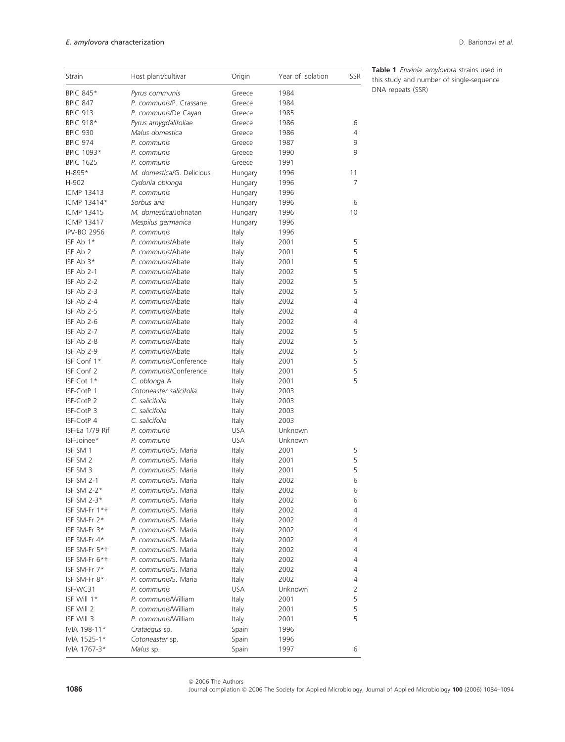**Table 1** *Erwinia amylovora* strains used in this study and number of single-sequence DNA repeats (SSR)

| Strain | Host plant/cultivar | Origin | Year of isolation | SSR |
|---|---|---|---|---|
| BPIC 845* | *Pyrus communis* | Greece | 1984 | |
| BPIC 847 | *P. communis*/P. Crassane | Greece | 1984 | |
| BPIC 913 | *P. communis*/De Cayan | Greece | 1985 | |
| BPIC 918* | *Pyrus amygdalifoliae* | Greece | 1986 | 6 |
| BPIC 930 | *Malus domestica* | Greece | 1986 | 4 |
| BPIC 974 | *P. communis* | Greece | 1987 | 9 |
| BPIC 1093* | *P. communis* | Greece | 1990 | 9 |
| BPIC 1625 | *P. communis* | Greece | 1991 | |
| H-895* | *M. domestica*/G. Delicious | Hungary | 1996 | 11 |
| H-902 | *Cydonia oblonga* | Hungary | 1996 | 7 |
| ICMP 13413 | *P. communis* | Hungary | 1996 | |
| ICMP 13414* | *Sorbus aria* | Hungary | 1996 | 6 |
| ICMP 13415 | *M. domestica*/Johnatan | Hungary | 1996 | 10 |
| ICMP 13417 | *Mespilus germanica* | Hungary | 1996 | |
| IPV-BO 2956 | *P. communis* | Italy | 1996 | |
| ISF Ab 1* | *P. communis*/Abate | Italy | 2001 | 5 |
| ISF Ab 2 | *P. communis*/Abate | Italy | 2001 | 5 |
| ISF Ab 3* | *P. communis*/Abate | Italy | 2001 | 5 |
| ISF Ab 2-1 | *P. communis*/Abate | Italy | 2002 | 5 |
| ISF Ab 2-2 | *P. communis*/Abate | Italy | 2002 | 5 |
| ISF Ab 2-3 | *P. communis*/Abate | Italy | 2002 | 5 |
| ISF Ab 2-4 | *P. communis*/Abate | Italy | 2002 | 4 |
| ISF Ab 2-5 | *P. communis*/Abate | Italy | 2002 | 4 |
| ISF Ab 2-6 | *P. communis*/Abate | Italy | 2002 | 4 |
| ISF Ab 2-7 | *P. communis*/Abate | Italy | 2002 | 5 |
| ISF Ab 2-8 | *P. communis*/Abate | Italy | 2002 | 5 |
| ISF Ab 2-9 | *P. communis*/Abate | Italy | 2002 | 5 |
| ISF Conf 1* | *P. communis*/Conference | Italy | 2001 | 5 |
| ISF Conf 2 | *P. communis*/Conference | Italy | 2001 | 5 |
| ISF Cot 1* | *C. oblonga* A | Italy | 2001 | 5 |
| ISF-CotP 1 | *Cotoneaster salicifolia* | Italy | 2003 | |
| ISF-CotP 2 | *C. salicifolia* | Italy | 2003 | |
| ISF-CotP 3 | *C. salicifolia* | Italy | 2003 | |
| ISF-CotP 4 | *C. salicifolia* | Italy | 2003 | |
| ISF-Ea 1/79 Rif | *P. communis* | USA | Unknown | |
| ISF-Joinee* | *P. communis* | USA | Unknown | |
| ISF SM 1 | *P. communis*/S. Maria | Italy | 2001 | 5 |
| ISF SM 2 | *P. communis*/S. Maria | Italy | 2001 | 5 |
| ISF SM 3 | *P. communis*/S. Maria | Italy | 2001 | 5 |
| ISF SM 2-1 | *P. communis*/S. Maria | Italy | 2002 | 6 |
| ISF SM 2-2* | *P. communis*/S. Maria | Italy | 2002 | 6 |
| ISF SM 2-3* | *P. communis*/S. Maria | Italy | 2002 | 6 |
| ISF SM-Fr 1*† | *P. communis*/S. Maria | Italy | 2002 | 4 |
| ISF SM-Fr 2* | *P. communis*/S. Maria | Italy | 2002 | 4 |
| ISF SM-Fr 3* | *P. communis*/S. Maria | Italy | 2002 | 4 |
| ISF SM-Fr 4* | *P. communis*/S. Maria | Italy | 2002 | 4 |
| ISF SM-Fr 5*† | *P. communis*/S. Maria | Italy | 2002 | 4 |
| ISF SM-Fr 6*† | *P. communis*/S. Maria | Italy | 2002 | 4 |
| ISF SM-Fr 7* | *P. communis*/S. Maria | Italy | 2002 | 4 |
| ISF SM-Fr 8* | *P. communis*/S. Maria | Italy | 2002 | 4 |
| ISF-WC31 | *P. communis* | USA | Unknown | 2 |
| ISF Will 1* | *P. communis*/William | Italy | 2001 | 5 |
| ISF Will 2 | *P. communis*/William | Italy | 2001 | 5 |
| ISF Will 3 | *P. communis*/William | Italy | 2001 | 5 |
| IVIA 198-11* | *Crataegus* sp. | Spain | 1996 | |
| IVIA 1525-1* | *Cotoneaster* sp. | Spain | 1996 | |
| IVIA 1767-3* | *Malus* sp. | Spain | 1997 | 6 |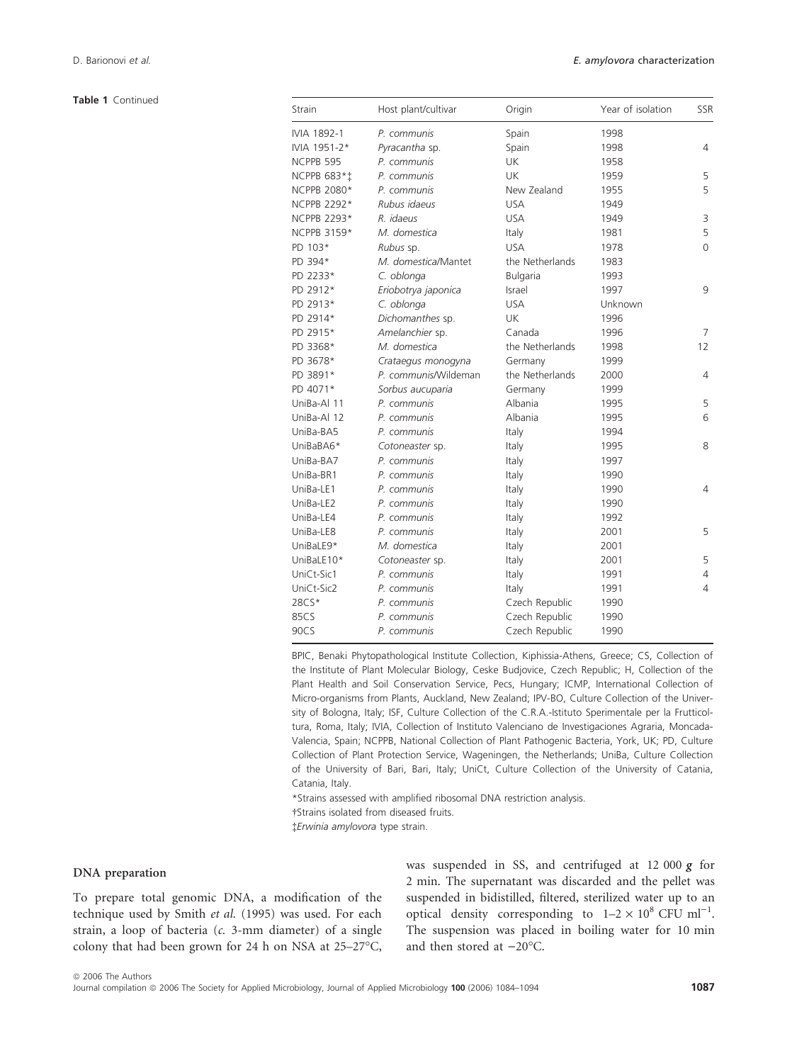**Table 1** Continued

| Strain | Host plant/cultivar | Origin | Year of isolation | SSR |
|---|---|---|---|---|
| IVIA 1892-1 | *P. communis* | Spain | 1998 | |
| IVIA 1951-2* | *Pyracantha* sp. | Spain | 1998 | 4 |
| NCPPB 595 | *P. communis* | UK | 1958 | |
| NCPPB 683*‡ | *P. communis* | UK | 1959 | 5 |
| NCPPB 2080* | *P. communis* | New Zealand | 1955 | 5 |
| NCPPB 2292* | *Rubus idaeus* | USA | 1949 | |
| NCPPB 2293* | *R. idaeus* | USA | 1949 | 3 |
| NCPPB 3159* | *M. domestica* | Italy | 1981 | 5 |
| PD 103* | *Rubus* sp. | USA | 1978 | 0 |
| PD 394* | *M. domestica*/Mantet | the Netherlands | 1983 | |
| PD 2233* | *C. oblonga* | Bulgaria | 1993 | |
| PD 2912* | *Eriobotrya japonica* | Israel | 1997 | 9 |
| PD 2913* | *C. oblonga* | USA | Unknown | |
| PD 2914* | *Dichomanthes* sp. | UK | 1996 | |
| PD 2915* | *Amelanchier* sp. | Canada | 1996 | 7 |
| PD 3368* | *M. domestica* | the Netherlands | 1998 | 12 |
| PD 3678* | *Crataegus monogyna* | Germany | 1999 | |
| PD 3891* | *P. communis*/Wildeman | the Netherlands | 2000 | 4 |
| PD 4071* | *Sorbus aucuparia* | Germany | 1999 | |
| UniBa-Al 11 | *P. communis* | Albania | 1995 | 5 |
| UniBa-Al 12 | *P. communis* | Albania | 1995 | 6 |
| UniBa-BA5 | *P. communis* | Italy | 1994 | |
| UniBaBA6* | *Cotoneaster* sp. | Italy | 1995 | 8 |
| UniBa-BA7 | *P. communis* | Italy | 1997 | |
| UniBa-BR1 | *P. communis* | Italy | 1990 | |
| UniBa-LE1 | *P. communis* | Italy | 1990 | 4 |
| UniBa-LE2 | *P. communis* | Italy | 1990 | |
| UniBa-LE4 | *P. communis* | Italy | 1992 | |
| UniBa-LE8 | *P. communis* | Italy | 2001 | 5 |
| UniBaLE9* | *M. domestica* | Italy | 2001 | |
| UniBaLE10* | *Cotoneaster* sp. | Italy | 2001 | 5 |
| UniCt-Sic1 | *P. communis* | Italy | 1991 | 4 |
| UniCt-Sic2 | *P. communis* | Italy | 1991 | 4 |
| 28CS* | *P. communis* | Czech Republic | 1990 | |
| 85CS | *P. communis* | Czech Republic | 1990 | |
| 90CS | *P. communis* | Czech Republic | 1990 | |

BPIC, Benaki Phytopathological Institute Collection, Kiphissia-Athens, Greece; CS, Collection of the Institute of Plant Molecular Biology, Ceske Budjovice, Czech Republic; H, Collection of the Plant Health and Soil Conservation Service, Pecs, Hungary; ICMP, International Collection of Micro-organisms from Plants, Auckland, New Zealand; IPV-BO, Culture Collection of the University of Bologna, Italy; ISF, Culture Collection of the C.R.A.-Istituto Sperimentale per la Frutticoltura, Roma, Italy; IVIA, Collection of Instituto Valenciano de Investigaciones Agraria, Moncada-Valencia, Spain; NCPPB, National Collection of Plant Pathogenic Bacteria, York, UK; PD, Culture Collection of Plant Protection Service, Wageningen, the Netherlands; UniBa, Culture Collection of the University of Bari, Bari, Italy; UniCt, Culture Collection of the University of Catania, Catania, Italy.

*Strains assessed with amplified ribosomal DNA restriction analysis.

†Strains isolated from diseased fruits.

‡*Erwinia amylovora* type strain.

#### DNA preparation

To prepare total genomic DNA, a modification of the technique used by Smith *et al.* (1995) was used. For each strain, a loop of bacteria (*c.* 3-mm diameter) of a single colony that had been grown for 24 h on NSA at 25–27°C, was suspended in SS, and centrifuged at 12 000 ***g*** for 2 min. The supernatant was discarded and the pellet was suspended in bidistilled, filtered, sterilized water up to an optical density corresponding to $1–2 \times 10^{8}$ CFU $ml^{-1}$. The suspension was placed in boiling water for 10 min and then stored at −20°C.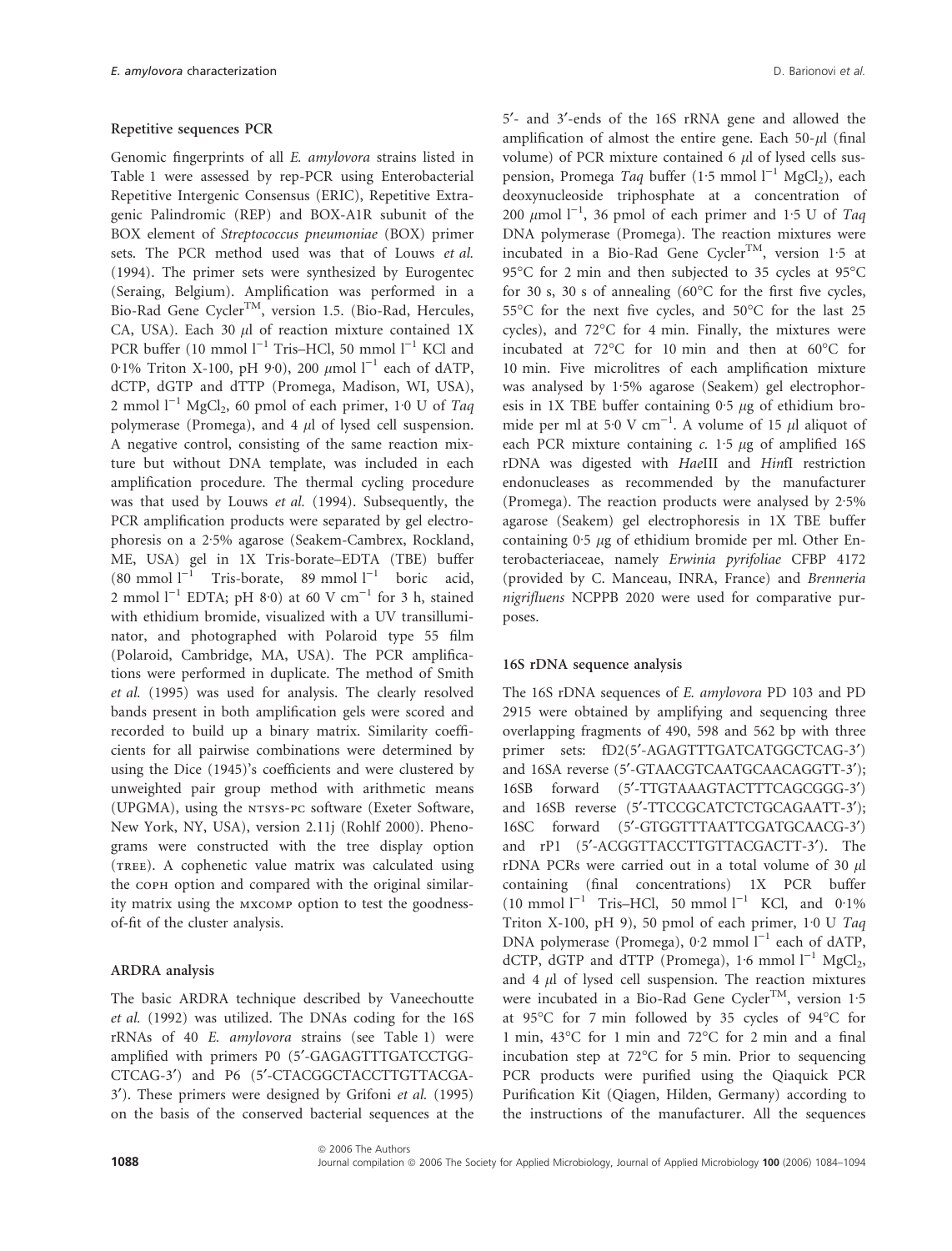### Repetitive sequences PCR

Genomic fingerprints of all *E. amylovora* strains listed in Table 1 were assessed by rep-PCR using Enterobacterial Repetitive Intergenic Consensus (ERIC), Repetitive Extragenic Palindromic (REP) and BOX-A1R subunit of the BOX element of *Streptococcus pneumoniae* (BOX) primer sets. The PCR method used was that of Louws *et al.* (1994). The primer sets were synthesized by Eurogentec (Seraing, Belgium). Amplification was performed in a Bio-Rad Gene Cycler$^{TM}$, version 1.5. (Bio-Rad, Hercules, CA, USA). Each 30 $\mu$l of reaction mixture contained 1X PCR buffer (10 mmol $l^{-1}$ Tris–HCl, 50 mmol $l^{-1}$ KCl and 0·1% Triton X-100, pH 9·0), 200 $\mu$mol $l^{-1}$ each of dATP, dCTP, dGTP and dTTP (Promega, Madison, WI, USA), 2 mmol $l^{-1}$ $MgCl_2$, 60 pmol of each primer, 1·0 U of *Taq* polymerase (Promega), and 4 $\mu$l of lysed cell suspension. A negative control, consisting of the same reaction mixture but without DNA template, was included in each amplification procedure. The thermal cycling procedure was that used by Louws *et al.* (1994). Subsequently, the PCR amplification products were separated by gel electrophoresis on a 2·5% agarose (Seakem-Cambrex, Rockland, ME, USA) gel in 1X Tris-borate–EDTA (TBE) buffer (80 mmol $l^{-1}$ Tris-borate, 89 mmol $l^{-1}$ boric acid, 2 mmol $l^{-1}$ EDTA; pH 8·0) at 60 V $cm^{-1}$ for 3 h, stained with ethidium bromide, visualized with a UV transilluminator, and photographed with Polaroid type 55 film (Polaroid, Cambridge, MA, USA). The PCR amplifications were performed in duplicate. The method of Smith *et al.* (1995) was used for analysis. The clearly resolved bands present in both amplification gels were scored and recorded to build up a binary matrix. Similarity coefficients for all pairwise combinations were determined by using the Dice (1945)'s coefficients and were clustered by unweighted pair group method with arithmetic means (UPGMA), using the NTSYS-PC software (Exeter Software, New York, NY, USA), version 2.11j (Rohlf 2000). Phenograms were constructed with the tree display option (TREE). A cophenetic value matrix was calculated using the COPH option and compared with the original similarity matrix using the MXCOMP option to test the goodness-of-fit of the cluster analysis.

### ARDRA analysis

The basic ARDRA technique described by Vaneechoutte *et al.* (1992) was utilized. The DNAs coding for the 16S rRNAs of 40 *E. amylovora* strains (see Table 1) were amplified with primers P0 (5′-GAGAGTTTGATCCTGGCTCAG-3′) and P6 (5′-CTACGGCTACCTTGTTACGA-3′). These primers were designed by Grifoni *et al.* (1995) on the basis of the conserved bacterial sequences at the 5′- and 3′-ends of the 16S rRNA gene and allowed the amplification of almost the entire gene. Each 50-$\mu$l (final volume) of PCR mixture contained 6 $\mu$l of lysed cells suspension, Promega *Taq* buffer (1·5 mmol $l^{-1}$ $MgCl_2$), each deoxynucleoside triphosphate at a concentration of 200 $\mu$mol $l^{-1}$, 36 pmol of each primer and 1·5 U of *Taq* DNA polymerase (Promega). The reaction mixtures were incubated in a Bio-Rad Gene Cycler$^{TM}$, version 1·5 at 95°C for 2 min and then subjected to 35 cycles at 95°C for 30 s, 30 s of annealing (60°C for the first five cycles, 55°C for the next five cycles, and 50°C for the last 25 cycles), and 72°C for 4 min. Finally, the mixtures were incubated at 72°C for 10 min and then at 60°C for 10 min. Five microlitres of each amplification mixture was analysed by 1·5% agarose (Seakem) gel electrophoresis in 1X TBE buffer containing 0·5 $\mu$g of ethidium bromide per ml at 5·0 V $cm^{-1}$. A volume of 15 $\mu$l aliquot of each PCR mixture containing *c.* 1·5 $\mu$g of amplified 16S rDNA was digested with *Hae*III and *Hin*fI restriction endonucleases as recommended by the manufacturer (Promega). The reaction products were analysed by 2·5% agarose (Seakem) gel electrophoresis in 1X TBE buffer containing 0·5 $\mu$g of ethidium bromide per ml. Other Enterobacteriaceae, namely *Erwinia pyrifoliae* CFBP 4172 (provided by C. Manceau, INRA, France) and *Brenneria nigrifluens* NCPPB 2020 were used for comparative purposes.

### 16S rDNA sequence analysis

The 16S rDNA sequences of *E. amylovora* PD 103 and PD 2915 were obtained by amplifying and sequencing three overlapping fragments of 490, 598 and 562 bp with three primer sets: fD2(5′-AGAGTTTGATCATGGCTCAG-3′) and 16SA reverse (5′-GTAACGTCAATGCAACAGGTT-3′); 16SB forward (5′-TTGTAAAGTACTTTCAGCGGG-3′) and 16SB reverse (5′-TTCCGCATCTCTGCAGAATT-3′); 16SC forward (5′-GTGGTTTAATTCGATGCAACG-3′) and rP1 (5′-ACGGTTACCTTGTTACGACTT-3′). The rDNA PCRs were carried out in a total volume of 30 $\mu$l containing (final concentrations) 1X PCR buffer (10 mmol $l^{-1}$ Tris–HCl, 50 mmol $l^{-1}$ KCl, and 0·1% Triton X-100, pH 9), 50 pmol of each primer, 1·0 U *Taq* DNA polymerase (Promega), 0·2 mmol $l^{-1}$ each of dATP, dCTP, dGTP and dTTP (Promega), 1·6 mmol $l^{-1}$ $MgCl_2$, and 4 $\mu$l of lysed cell suspension. The reaction mixtures were incubated in a Bio-Rad Gene Cycler$^{TM}$, version 1·5 at 95°C for 7 min followed by 35 cycles of 94°C for 1 min, 43°C for 1 min and 72°C for 2 min and a final incubation step at 72°C for 5 min. Prior to sequencing PCR products were purified using the Qiaquick PCR Purification Kit (Qiagen, Hilden, Germany) according to the instructions of the manufacturer. All the sequences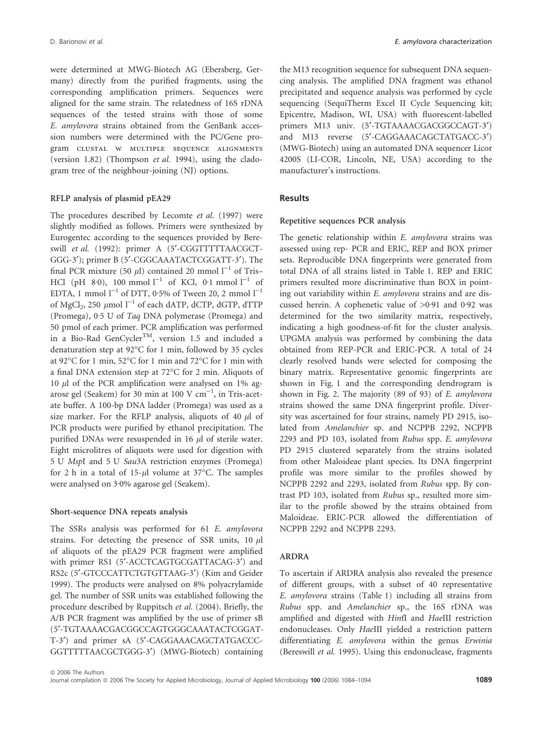were determined at MWG-Biotech AG (Ebersberg, Germany) directly from the purified fragments, using the corresponding amplification primers. Sequences were aligned for the same strain. The relatedness of 16S rDNA sequences of the tested strains with those of some *E. amylovora* strains obtained from the GenBank accession numbers were determined with the PC/Gene program CLUSTAL W MULTIPLE SEQUENCE ALIGNMENTS (version 1.82) (Thompson *et al.* 1994), using the cladogram tree of the neighbour-joining (NJ) options.

### RFLP analysis of plasmid pEA29

The procedures described by Lecomte *et al.* (1997) were slightly modified as follows. Primers were synthesized by Eurogentec according to the sequences provided by Bereswill *et al.* (1992): primer A (5′-CGGTTTTTAACGCTGGG-3′); primer B (5′-CGGCAAATACTCGGATT-3′). The final PCR mixture (50 $\mu$l) contained 20 mmol $l^{-1}$ of Tris–HCl (pH 8·0), 100 mmol $l^{-1}$ of KCl, 0·1 mmol $l^{-1}$ of EDTA, 1 mmol $l^{-1}$ of DTT, 0·5% of Tween 20, 2 mmol $l^{-1}$ of $MgCl_2$, 250 $\mu$mol $l^{-1}$ of each dATP, dCTP, dGTP, dTTP (Promega), 0·5 U of *Taq* DNA polymerase (Promega) and 50 pmol of each primer. PCR amplification was performed in a Bio-Rad GenCycler™, version 1.5 and included a denaturation step at 92°C for 1 min, followed by 35 cycles at 92°C for 1 min, 52°C for 1 min and 72°C for 1 min with a final DNA extension step at 72°C for 2 min. Aliquots of 10 $\mu$l of the PCR amplification were analysed on 1% agarose gel (Seakem) for 30 min at 100 V $cm^{-1}$, in Tris-acetate buffer. A 100-bp DNA ladder (Promega) was used as a size marker. For the RFLP analysis, aliquots of 40 $\mu$l of PCR products were purified by ethanol precipitation. The purified DNAs were resuspended in 16 $\mu$l of sterile water. Eight microlitres of aliquots were used for digestion with 5 U *Msp*I and 5 U *Sau*3A restriction enzymes (Promega) for 2 h in a total of 15-$\mu$l volume at 37°C. The samples were analysed on 3·0% agarose gel (Seakem).

### Short-sequence DNA repeats analysis

The SSRs analysis was performed for 61 *E. amylovora* strains. For detecting the presence of SSR units, 10 $\mu$l of aliquots of the pEA29 PCR fragment were amplified with primer RS1 (5′-ACCTCAGTGCGATTACAG-3′) and RS2c (5′-GTCCCATTCTGTGTTAAG-3′) (Kim and Geider 1999). The products were analysed on 8% polyacrylamide gel. The number of SSR units was established following the procedure described by Ruppitsch *et al.* (2004). Briefly, the A/B PCR fragment was amplified by the use of primer sB (5′-TGTAAAACGACGGCCAGTGGGCAAATACTCGGATT-3′) and primer sA (5′-CAGGAAACAGCTATGACCCGGTTTTTAACGCTGGG-3′) (MWG-Biotech) containing the M13 recognition sequence for subsequent DNA sequencing analysis. The amplified DNA fragment was ethanol precipitated and sequence analysis was performed by cycle sequencing (SequiTherm Excel II Cycle Sequencing kit; Epicentre, Madison, WI, USA) with fluorescent-labelled primers M13 univ. (5′-TGTAAAACGACGGCCAGT-3′) and M13 reverse (5′-CAGGAAACAGCTATGACC-3′) (MWG-Biotech) using an automated DNA sequencer Licor 4200S (LI-COR, Lincoln, NE, USA) according to the manufacturer's instructions.

## Results

### Repetitive sequences PCR analysis

The genetic relationship within *E. amylovora* strains was assessed using rep- PCR and ERIC, REP and BOX primer sets. Reproducible DNA fingerprints were generated from total DNA of all strains listed in Table 1. REP and ERIC primers resulted more discriminative than BOX in pointing out variability within *E. amylovora* strains and are discussed herein. A cophenetic value of >0·91 and 0·92 was determined for the two similarity matrix, respectively, indicating a high goodness-of-fit for the cluster analysis. UPGMA analysis was performed by combining the data obtained from REP-PCR and ERIC-PCR. A total of 24 clearly resolved bands were selected for composing the binary matrix. Representative genomic fingerprints are shown in Fig. 1 and the corresponding dendrogram is shown in Fig. 2. The majority (89 of 93) of *E. amylovora* strains showed the same DNA fingerprint profile. Diversity was ascertained for four strains, namely PD 2915, isolated from *Amelanchier* sp. and NCPPB 2292, NCPPB 2293 and PD 103, isolated from *Rubus* spp. *E. amylovora* PD 2915 clustered separately from the strains isolated from other Maloideae plant species. Its DNA fingerprint profile was more similar to the profiles showed by NCPPB 2292 and 2293, isolated from *Rubus* spp. By contrast PD 103, isolated from *Rubus* sp., resulted more similar to the profile showed by the strains obtained from Maloideae. ERIC-PCR allowed the differentiation of NCPPB 2292 and NCPPB 2293.

### ARDRA

To ascertain if ARDRA analysis also revealed the presence of different groups, with a subset of 40 representative *E. amylovora* strains (Table 1) including all strains from *Rubus* spp. and *Amelanchier* sp., the 16S rDNA was amplified and digested with *Hin*fI and *Hae*III restriction endonucleases. Only *Hae*III yielded a restriction pattern differentiating *E. amylovora* within the genus *Erwinia* (Bereswill *et al.* 1995). Using this endonuclease, fragments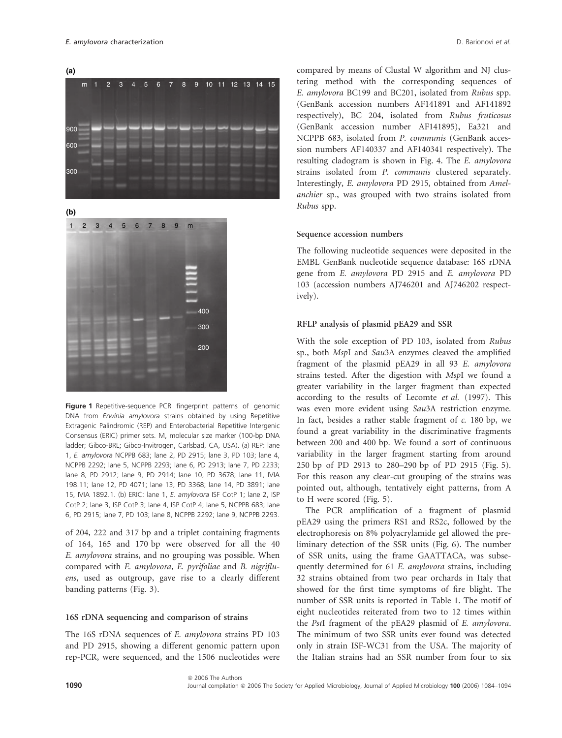**Figure 1** Repetitive-sequence PCR fingerprint patterns of genomic DNA from *Erwinia amylovora* strains obtained by using Repetitive Extragenic Palindromic (REP) and Enterobacterial Repetitive Intergenic Consensus (ERIC) primer sets. M, molecular size marker (100-bp DNA ladder; Gibco-BRL; Gibco-Invitrogen, Carlsbad, CA, USA). (a) REP: lane 1, *E. amylovora* NCPPB 683; lane 2, PD 2915; lane 3, PD 103; lane 4, NCPPB 2292; lane 5, NCPPB 2293; lane 6, PD 2913; lane 7, PD 2233; lane 8, PD 2912; lane 9, PD 2914; lane 10, PD 3678; lane 11, IVIA 198.11; lane 12, PD 4071; lane 13, PD 3368; lane 14, PD 3891; lane 15, IVIA 1892.1. (b) ERIC: lane 1, *E. amylovora* ISF CotP 1; lane 2, ISP CotP 2; lane 3, ISP CotP 3; lane 4, ISP CotP 4; lane 5, NCPPB 683; lane 6, PD 2915; lane 7, PD 103; lane 8, NCPPB 2292; lane 9, NCPPB 2293.

of 204, 222 and 317 bp and a triplet containing fragments of 164, 165 and 170 bp were observed for all the 40 *E. amylovora* strains, and no grouping was possible. When compared with *E. amylovora*, *E. pyrifoliae* and *B. nigrifluens*, used as outgroup, gave rise to a clearly different banding patterns (Fig. 3).

### 16S rDNA sequencing and comparison of strains

The 16S rDNA sequences of *E. amylovora* strains PD 103 and PD 2915, showing a different genomic pattern upon rep-PCR, were sequenced, and the 1506 nucleotides were compared by means of Clustal W algorithm and NJ clustering method with the corresponding sequences of *E. amylovora* BC199 and BC201, isolated from *Rubus* spp. (GenBank accession numbers AF141891 and AF141892 respectively), BC 204, isolated from *Rubus fruticosus* (GenBank accession number AF141895), Ea321 and NCPPB 683, isolated from *P. communis* (GenBank accession numbers AF140337 and AF140341 respectively). The resulting cladogram is shown in Fig. 4. The *E. amylovora* strains isolated from *P. communis* clustered separately. Interestingly, *E. amylovora* PD 2915, obtained from *Amelanchier* sp., was grouped with two strains isolated from *Rubus* spp.

### Sequence accession numbers

The following nucleotide sequences were deposited in the EMBL GenBank nucleotide sequence database: 16S rDNA gene from *E. amylovora* PD 2915 and *E. amylovora* PD 103 (accession numbers AJ746201 and AJ746202 respectively).

### RFLP analysis of plasmid pEA29 and SSR

With the sole exception of PD 103, isolated from *Rubus* sp., both *Msp*I and *Sau*3A enzymes cleaved the amplified fragment of the plasmid pEA29 in all 93 *E. amylovora* strains tested. After the digestion with *Msp*I we found a greater variability in the larger fragment than expected according to the results of Lecomte *et al.* (1997). This was even more evident using *Sau*3A restriction enzyme. In fact, besides a rather stable fragment of *c.* 180 bp, we found a great variability in the discriminative fragments between 200 and 400 bp. We found a sort of continuous variability in the larger fragment starting from around 250 bp of PD 2913 to 280–290 bp of PD 2915 (Fig. 5). For this reason any clear-cut grouping of the strains was pointed out, although, tentatively eight patterns, from A to H were scored (Fig. 5).

The PCR amplification of a fragment of plasmid pEA29 using the primers RS1 and RS2c, followed by the electrophoresis on 8% polyacrylamide gel allowed the preliminary detection of the SSR units (Fig. 6). The number of SSR units, using the frame GAATTACA, was subsequently determined for 61 *E. amylovora* strains, including 32 strains obtained from two pear orchards in Italy that showed for the first time symptoms of fire blight. The number of SSR units is reported in Table 1. The motif of eight nucleotides reiterated from two to 12 times within the *Pst*I fragment of the pEA29 plasmid of *E. amylovora*. The minimum of two SSR units ever found was detected only in strain ISF-WC31 from the USA. The majority of the Italian strains had an SSR number from four to six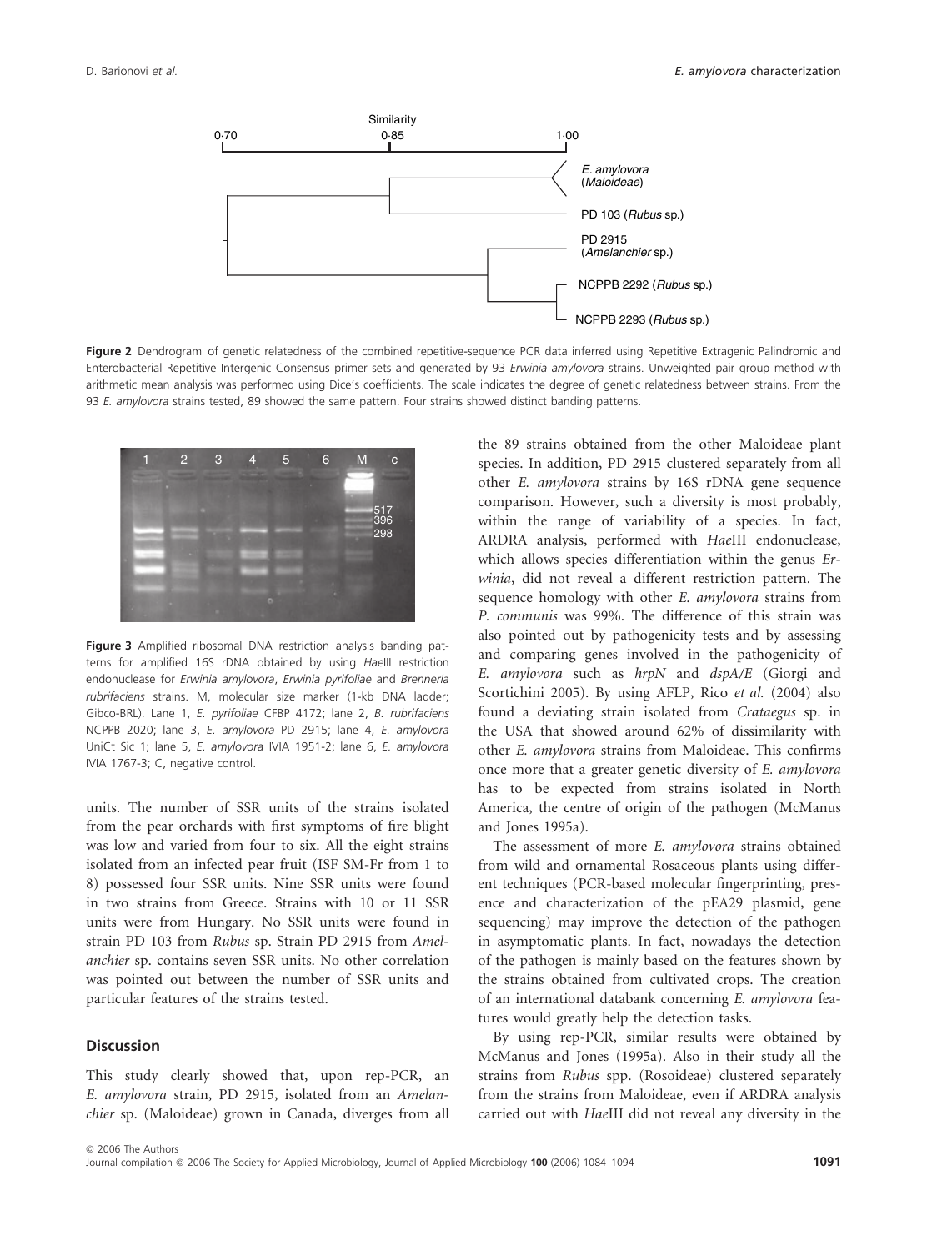Figure 2 Dendrogram of genetic relatedness of the combined repetitive-sequence PCR data inferred using Repetitive Extragenic Palindromic and Enterobacterial Repetitive Intergenic Consensus primer sets and generated by 93 *Erwinia amylovora* strains. Unweighted pair group method with arithmetic mean analysis was performed using Dice's coefficients. The scale indicates the degree of genetic relatedness between strains. From the 93 *E. amylovora* strains tested, 89 showed the same pattern. Four strains showed distinct banding patterns.

Figure 3 Amplified ribosomal DNA restriction analysis banding patterns for amplified 16S rDNA obtained by using *Hae*III restriction endonuclease for *Erwinia amylovora*, *Erwinia pyrifoliae* and *Brenneria rubrifaciens* strains. M, molecular size marker (1-kb DNA ladder; Gibco-BRL). Lane 1, *E. pyrifoliae* CFBP 4172; lane 2, *B. rubrifaciens* NCPPB 2020; lane 3, *E. amylovora* PD 2915; lane 4, *E. amylovora* UniCt Sic 1; lane 5, *E. amylovora* IVIA 1951-2; lane 6, *E. amylovora* IVIA 1767-3; C, negative control.

units. The number of SSR units of the strains isolated from the pear orchards with first symptoms of fire blight was low and varied from four to six. All the eight strains isolated from an infected pear fruit (ISF SM-Fr from 1 to 8) possessed four SSR units. Nine SSR units were found in two strains from Greece. Strains with 10 or 11 SSR units were from Hungary. No SSR units were found in strain PD 103 from *Rubus* sp. Strain PD 2915 from *Amelanchier* sp. contains seven SSR units. No other correlation was pointed out between the number of SSR units and particular features of the strains tested.

## Discussion

This study clearly showed that, upon rep-PCR, an *E. amylovora* strain, PD 2915, isolated from an *Amelanchier* sp. (Maloideae) grown in Canada, diverges from all the 89 strains obtained from the other Maloideae plant species. In addition, PD 2915 clustered separately from all other *E. amylovora* strains by 16S rDNA gene sequence comparison. However, such a diversity is most probably, within the range of variability of a species. In fact, ARDRA analysis, performed with *Hae*III endonuclease, which allows species differentiation within the genus *Erwinia*, did not reveal a different restriction pattern. The sequence homology with other *E. amylovora* strains from *P. communis* was 99%. The difference of this strain was also pointed out by pathogenicity tests and by assessing and comparing genes involved in the pathogenicity of *E. amylovora* such as *hrpN* and *dspA/E* (Giorgi and Scortichini 2005). By using AFLP, Rico *et al.* (2004) also found a deviating strain isolated from *Crataegus* sp. in the USA that showed around 62% of dissimilarity with other *E. amylovora* strains from Maloideae. This confirms once more that a greater genetic diversity of *E. amylovora* has to be expected from strains isolated in North America, the centre of origin of the pathogen (McManus and Jones 1995a).

The assessment of more *E. amylovora* strains obtained from wild and ornamental Rosaceous plants using different techniques (PCR-based molecular fingerprinting, presence and characterization of the pEA29 plasmid, gene sequencing) may improve the detection of the pathogen in asymptomatic plants. In fact, nowadays the detection of the pathogen is mainly based on the features shown by the strains obtained from cultivated crops. The creation of an international databank concerning *E. amylovora* features would greatly help the detection tasks.

By using rep-PCR, similar results were obtained by McManus and Jones (1995a). Also in their study all the strains from *Rubus* spp. (Rosoideae) clustered separately from the strains from Maloideae, even if ARDRA analysis carried out with *Hae*III did not reveal any diversity in the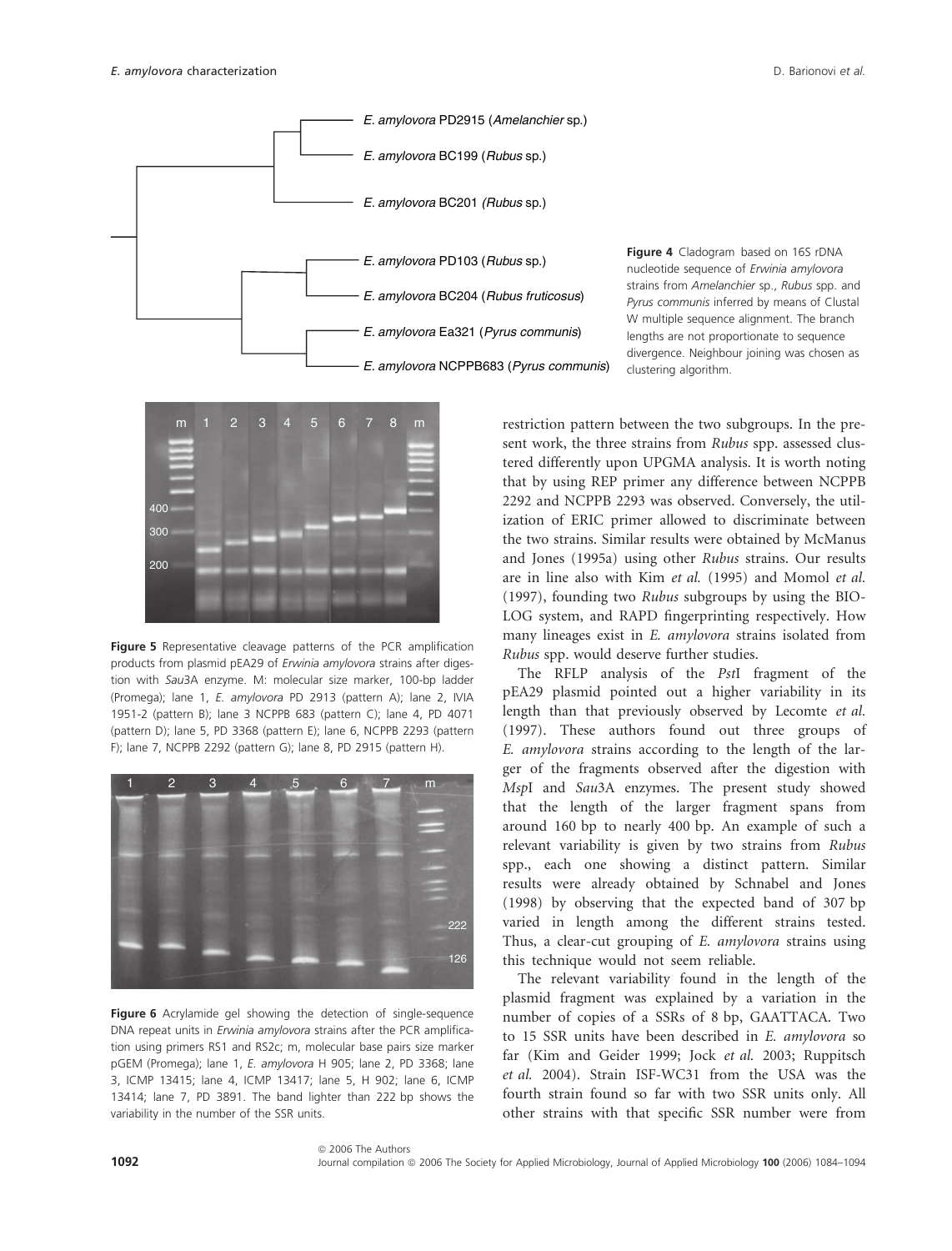**Figure 4** Cladogram based on 16S rDNA nucleotide sequence of *Erwinia amylovora* strains from *Amelanchier* sp., *Rubus* spp. and *Pyrus communis* inferred by means of Clustal W multiple sequence alignment. The branch lengths are not proportionate to sequence divergence. Neighbour joining was chosen as clustering algorithm.

**Figure 5** Representative cleavage patterns of the PCR amplification products from plasmid pEA29 of *Erwinia amylovora* strains after digestion with *Sau*3A enzyme. M: molecular size marker, 100-bp ladder (Promega); lane 1, *E. amylovora* PD 2913 (pattern A); lane 2, IVIA 1951-2 (pattern B); lane 3 NCPPB 683 (pattern C); lane 4, PD 4071 (pattern D); lane 5, PD 3368 (pattern E); lane 6, NCPPB 2293 (pattern F); lane 7, NCPPB 2292 (pattern G); lane 8, PD 2915 (pattern H).

**Figure 6** Acrylamide gel showing the detection of single-sequence DNA repeat units in *Erwinia amylovora* strains after the PCR amplification using primers RS1 and RS2c; m, molecular base pairs size marker pGEM (Promega); lane 1, *E. amylovora* H 905; lane 2, PD 3368; lane 3, ICMP 13415; lane 4, ICMP 13417; lane 5, H 902; lane 6, ICMP 13414; lane 7, PD 3891. The band lighter than 222 bp shows the variability in the number of the SSR units.

restriction pattern between the two subgroups. In the present work, the three strains from *Rubus* spp. assessed clustered differently upon UPGMA analysis. It is worth noting that by using REP primer any difference between NCPPB 2292 and NCPPB 2293 was observed. Conversely, the utilization of ERIC primer allowed to discriminate between the two strains. Similar results were obtained by McManus and Jones (1995a) using other *Rubus* strains. Our results are in line also with Kim *et al.* (1995) and Momol *et al.* (1997), founding two *Rubus* subgroups by using the BIOLOG system, and RAPD fingerprinting respectively. How many lineages exist in *E. amylovora* strains isolated from *Rubus* spp. would deserve further studies.

The RFLP analysis of the *Pst*I fragment of the pEA29 plasmid pointed out a higher variability in its length than that previously observed by Lecomte *et al.* (1997). These authors found out three groups of *E. amylovora* strains according to the length of the larger of the fragments observed after the digestion with *Msp*I and *Sau*3A enzymes. The present study showed that the length of the larger fragment spans from around 160 bp to nearly 400 bp. An example of such a relevant variability is given by two strains from *Rubus* spp., each one showing a distinct pattern. Similar results were already obtained by Schnabel and Jones (1998) by observing that the expected band of 307 bp varied in length among the different strains tested. Thus, a clear-cut grouping of *E. amylovora* strains using this technique would not seem reliable.

The relevant variability found in the length of the plasmid fragment was explained by a variation in the number of copies of a SSRs of 8 bp, GAATTACA. Two to 15 SSR units have been described in *E. amylovora* so far (Kim and Geider 1999; Jock *et al.* 2003; Ruppitsch *et al.* 2004). Strain ISF-WC31 from the USA was the fourth strain found so far with two SSR units only. All other strains with that specific SSR number were from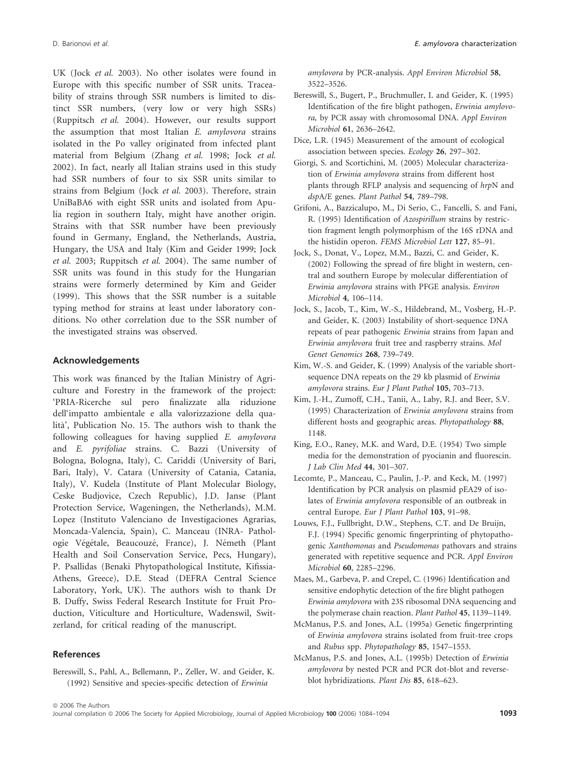UK (Jock *et al.* 2003). No other isolates were found in Europe with this specific number of SSR units. Traceability of strains through SSR numbers is limited to distinct SSR numbers, (very low or very high SSRs) (Ruppitsch *et al.* 2004). However, our results support the assumption that most Italian *E. amylovora* strains isolated in the Po valley originated from infected plant material from Belgium (Zhang *et al.* 1998; Jock *et al.* 2002). In fact, nearly all Italian strains used in this study had SSR numbers of four to six SSR units similar to strains from Belgium (Jock *et al.* 2003). Therefore, strain UniBaBA6 with eight SSR units and isolated from Apulia region in southern Italy, might have another origin. Strains with that SSR number have been previously found in Germany, England, the Netherlands, Austria, Hungary, the USA and Italy (Kim and Geider 1999; Jock *et al.* 2003; Ruppitsch *et al.* 2004). The same number of SSR units was found in this study for the Hungarian strains were formerly determined by Kim and Geider (1999). This shows that the SSR number is a suitable typing method for strains at least under laboratory conditions. No other correlation due to the SSR number of the investigated strains was observed.

## Acknowledgements

This work was financed by the Italian Ministry of Agriculture and Forestry in the framework of the project: 'PRIA-Ricerche sul pero finalizzate alla riduzione dell'impatto ambientale e alla valorizzazione della qualità', Publication No. 15. The authors wish to thank the following colleagues for having supplied *E. amylovora* and *E. pyrifoliae* strains. C. Bazzi (University of Bologna, Bologna, Italy), C. Cariddi (University of Bari, Bari, Italy), V. Catara (University of Catania, Catania, Italy), V. Kudela (Institute of Plant Molecular Biology, Ceske Budjovice, Czech Republic), J.D. Janse (Plant Protection Service, Wageningen, the Netherlands), M.M. Lopez (Instituto Valenciano de Investigaciones Agrarias, Moncada-Valencia, Spain), C. Manceau (INRA- Pathologie Végétale, Beaucouzé, France), J. Németh (Plant Health and Soil Conservation Service, Pecs, Hungary), P. Psallidas (Benaki Phytopathological Institute, Kifissia-Athens, Greece), D.E. Stead (DEFRA Central Science Laboratory, York, UK). The authors wish to thank Dr B. Duffy, Swiss Federal Research Institute for Fruit Production, Viticulture and Horticulture, Wadenswil, Switzerland, for critical reading of the manuscript.

## References

Bereswill, S., Pahl, A., Bellemann, P., Zeller, W. and Geider, K. (1992) Sensitive and species-specific detection of *Erwinia amylovora* by PCR-analysis. *Appl Environ Microbiol* **58**, 3522–3526.

Bereswill, S., Bugert, P., Bruchmuller, I. and Geider, K. (1995) Identification of the fire blight pathogen, *Erwinia amylovora,* by PCR assay with chromosomal DNA. *Appl Environ Microbiol* **61**, 2636–2642.

Dice, L.R. (1945) Measurement of the amount of ecological association between species. *Ecology* **26**, 297–302.

Giorgi, S. and Scortichini, M. (2005) Molecular characterization of *Erwinia amylovora* strains from different host plants through RFLP analysis and sequencing of *hrp*N and *dsp*A/E genes. *Plant Pathol* **54**, 789–798.

Grifoni, A., Bazzicalupo, M., Di Serio, C., Fancelli, S. and Fani, R. (1995) Identification of *Azospirillum* strains by restriction fragment length polymorphism of the 16S rDNA and the histidin operon. *FEMS Microbiol Lett* **127**, 85–91.

Jock, S., Donat, V., Lopez, M.M., Bazzi, C. and Geider, K. (2002) Following the spread of fire blight in western, central and southern Europe by molecular differentiation of *Erwinia amylovora* strains with PFGE analysis. *Environ Microbiol* **4**, 106–114.

Jock, S., Jacob, T., Kim, W.-S., Hildebrand, M., Vosberg, H.-P. and Geider, K. (2003) Instability of short-sequence DNA repeats of pear pathogenic *Erwinia* strains from Japan and *Erwinia amylovora* fruit tree and raspberry strains. *Mol Genet Genomics* **268**, 739–749.

Kim, W.-S. and Geider, K. (1999) Analysis of the variable short-sequence DNA repeats on the 29 kb plasmid of *Erwinia amylovora* strains. *Eur J Plant Pathol* **105**, 703–713.

Kim, J.-H., Zumoff, C.H., Tanii, A., Laby, R.J. and Beer, S.V. (1995) Characterization of *Erwinia amylovora* strains from different hosts and geographic areas. *Phytopathology* **88**, 1148.

King, E.O., Raney, M.K. and Ward, D.E. (1954) Two simple media for the demonstration of pyocianin and fluorescin. *J Lab Clin Med* **44**, 301–307.

Lecomte, P., Manceau, C., Paulin, J.-P. and Keck, M. (1997) Identification by PCR analysis on plasmid pEA29 of isolates of *Erwinia amylovora* responsible of an outbreak in central Europe. *Eur J Plant Pathol* **103**, 91–98.

Louws, F.J., Fullbright, D.W., Stephens, C.T. and De Bruijn, F.J. (1994) Specific genomic fingerprinting of phytopathogenic *Xanthomonas* and *Pseudomonas* pathovars and strains generated with repetitive sequence and PCR. *Appl Environ Microbiol* **60**, 2285–2296.

Maes, M., Garbeva, P. and Crepel, C. (1996) Identification and sensitive endophytic detection of the fire blight pathogen *Erwinia amylovora* with 23S ribosomal DNA sequencing and the polymerase chain reaction. *Plant Pathol* **45**, 1139–1149.

McManus, P.S. and Jones, A.L. (1995a) Genetic fingerprinting of *Erwinia amylovora* strains isolated from fruit-tree crops and *Rubus* spp. *Phytopathology* **85**, 1547–1553.

McManus, P.S. and Jones, A.L. (1995b) Detection of *Erwinia amylovora* by nested PCR and PCR dot-blot and reverse-blot hybridizations. *Plant Dis* **85**, 618–623.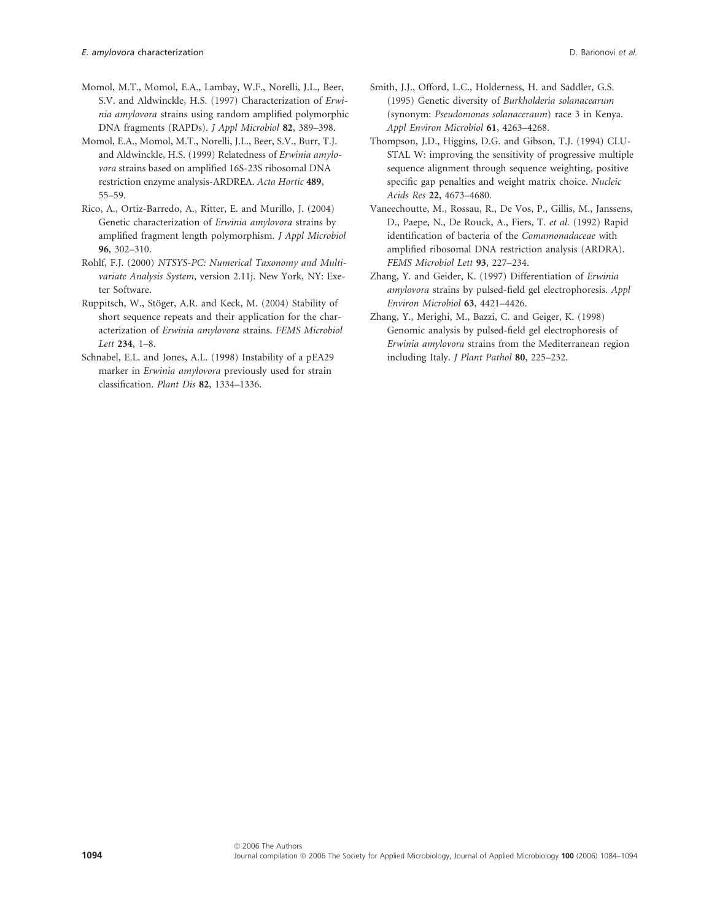Momol, M.T., Momol, E.A., Lambay, W.F., Norelli, J.L., Beer, S.V. and Aldwinckle, H.S. (1997) Characterization of *Erwinia amylovora* strains using random amplified polymorphic DNA fragments (RAPDs). *J Appl Microbiol* **82**, 389–398.

Momol, E.A., Momol, M.T., Norelli, J.L., Beer, S.V., Burr, T.J. and Aldwinckle, H.S. (1999) Relatedness of *Erwinia amylovora* strains based on amplified 16S-23S ribosomal DNA restriction enzyme analysis-ARDREA. *Acta Hortic* **489**, 55–59.

Rico, A., Ortiz-Barredo, A., Ritter, E. and Murillo, J. (2004) Genetic characterization of *Erwinia amylovora* strains by amplified fragment length polymorphism. *J Appl Microbiol* **96**, 302–310.

Rohlf, F.J. (2000) *NTSYS-PC: Numerical Taxonomy and Multivariate Analysis System*, version 2.11j. New York, NY: Exeter Software.

Ruppitsch, W., Stöger, A.R. and Keck, M. (2004) Stability of short sequence repeats and their application for the characterization of *Erwinia amylovora* strains. *FEMS Microbiol Lett* **234**, 1–8.

Schnabel, E.L. and Jones, A.L. (1998) Instability of a pEA29 marker in *Erwinia amylovora* previously used for strain classification. *Plant Dis* **82**, 1334–1336.

Smith, J.J., Offord, L.C., Holderness, H. and Saddler, G.S. (1995) Genetic diversity of *Burkholderia solanacearum* (synonym: *Pseudomonas solanaceraum*) race 3 in Kenya. *Appl Environ Microbiol* **61**, 4263–4268.

Thompson, J.D., Higgins, D.G. and Gibson, T.J. (1994) CLUSTAL W: improving the sensitivity of progressive multiple sequence alignment through sequence weighting, positive specific gap penalties and weight matrix choice. *Nucleic Acids Res* **22**, 4673–4680.

Vaneechoutte, M., Rossau, R., De Vos, P., Gillis, M., Janssens, D., Paepe, N., De Rouck, A., Fiers, T. *et al.* (1992) Rapid identification of bacteria of the *Comamonadaceae* with amplified ribosomal DNA restriction analysis (ARDRA). *FEMS Microbiol Lett* **93**, 227–234.

Zhang, Y. and Geider, K. (1997) Differentiation of *Erwinia amylovora* strains by pulsed-field gel electrophoresis. *Appl Environ Microbiol* **63**, 4421–4426.

Zhang, Y., Merighi, M., Bazzi, C. and Geiger, K. (1998) Genomic analysis by pulsed-field gel electrophoresis of *Erwinia amylovora* strains from the Mediterranean region including Italy. *J Plant Pathol* **80**, 225–232.